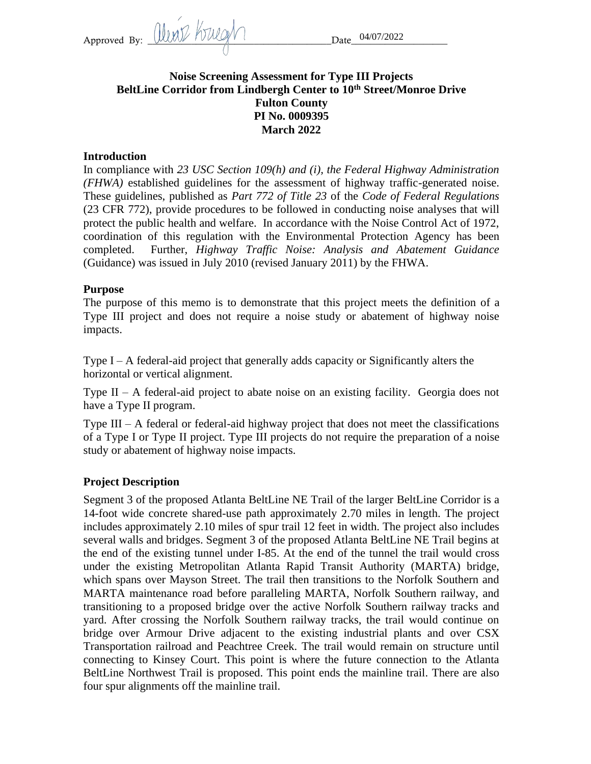Approved By: Alexis Kruegh Date 04/07/2022

**Noise Screening Assessment for Type III Projects**
**BeltLine Corridor from Lindbergh Center to 10th Street/Monroe Drive**
**Fulton County**
**PI No. 0009395**
**March 2022**

## Introduction

In compliance with *23 USC Section 109(h) and (i), the Federal Highway Administration (FHWA)* established guidelines for the assessment of highway traffic-generated noise. These guidelines, published as *Part 772 of Title 23* of the *Code of Federal Regulations* (23 CFR 772), provide procedures to be followed in conducting noise analyses that will protect the public health and welfare. In accordance with the Noise Control Act of 1972, coordination of this regulation with the Environmental Protection Agency has been completed. Further, *Highway Traffic Noise: Analysis and Abatement Guidance* (Guidance) was issued in July 2010 (revised January 2011) by the FHWA.

## Purpose

The purpose of this memo is to demonstrate that this project meets the definition of a Type III project and does not require a noise study or abatement of highway noise impacts.

Type I – A federal-aid project that generally adds capacity or Significantly alters the horizontal or vertical alignment.

Type II – A federal-aid project to abate noise on an existing facility. Georgia does not have a Type II program.

Type III – A federal or federal-aid highway project that does not meet the classifications of a Type I or Type II project. Type III projects do not require the preparation of a noise study or abatement of highway noise impacts.

## Project Description

Segment 3 of the proposed Atlanta BeltLine NE Trail of the larger BeltLine Corridor is a 14-foot wide concrete shared-use path approximately 2.70 miles in length. The project includes approximately 2.10 miles of spur trail 12 feet in width. The project also includes several walls and bridges. Segment 3 of the proposed Atlanta BeltLine NE Trail begins at the end of the existing tunnel under I-85. At the end of the tunnel the trail would cross under the existing Metropolitan Atlanta Rapid Transit Authority (MARTA) bridge, which spans over Mayson Street. The trail then transitions to the Norfolk Southern and MARTA maintenance road before paralleling MARTA, Norfolk Southern railway, and transitioning to a proposed bridge over the active Norfolk Southern railway tracks and yard. After crossing the Norfolk Southern railway tracks, the trail would continue on bridge over Armour Drive adjacent to the existing industrial plants and over CSX Transportation railroad and Peachtree Creek. The trail would remain on structure until connecting to Kinsey Court. This point is where the future connection to the Atlanta BeltLine Northwest Trail is proposed. This point ends the mainline trail. There are also four spur alignments off the mainline trail.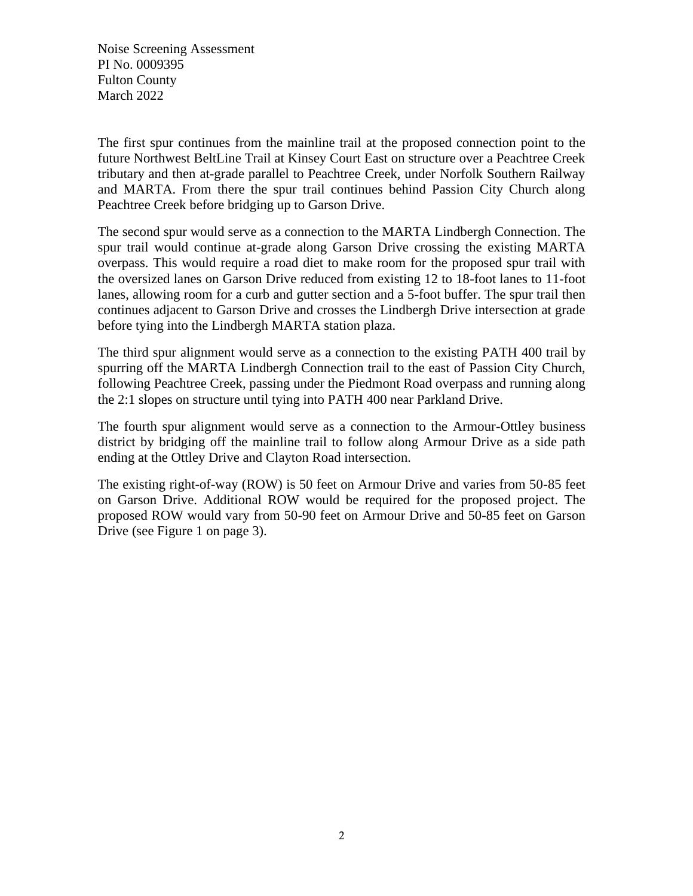The first spur continues from the mainline trail at the proposed connection point to the future Northwest BeltLine Trail at Kinsey Court East on structure over a Peachtree Creek tributary and then at-grade parallel to Peachtree Creek, under Norfolk Southern Railway and MARTA. From there the spur trail continues behind Passion City Church along Peachtree Creek before bridging up to Garson Drive.

The second spur would serve as a connection to the MARTA Lindbergh Connection. The spur trail would continue at-grade along Garson Drive crossing the existing MARTA overpass. This would require a road diet to make room for the proposed spur trail with the oversized lanes on Garson Drive reduced from existing 12 to 18-foot lanes to 11-foot lanes, allowing room for a curb and gutter section and a 5-foot buffer. The spur trail then continues adjacent to Garson Drive and crosses the Lindbergh Drive intersection at grade before tying into the Lindbergh MARTA station plaza.

The third spur alignment would serve as a connection to the existing PATH 400 trail by spurring off the MARTA Lindbergh Connection trail to the east of Passion City Church, following Peachtree Creek, passing under the Piedmont Road overpass and running along the 2:1 slopes on structure until tying into PATH 400 near Parkland Drive.

The fourth spur alignment would serve as a connection to the Armour-Ottley business district by bridging off the mainline trail to follow along Armour Drive as a side path ending at the Ottley Drive and Clayton Road intersection.

The existing right-of-way (ROW) is 50 feet on Armour Drive and varies from 50-85 feet on Garson Drive. Additional ROW would be required for the proposed project. The proposed ROW would vary from 50-90 feet on Armour Drive and 50-85 feet on Garson Drive (see Figure 1 on page 3).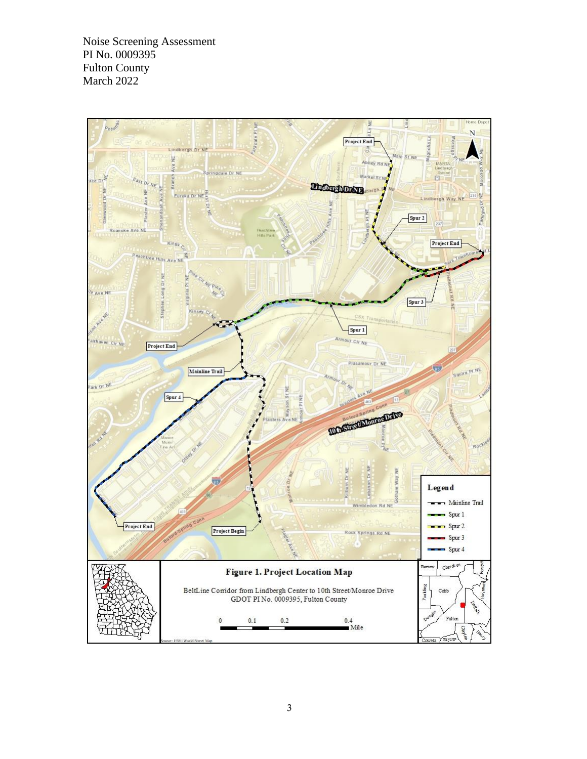**Figure 1. Project Location Map**

BeltLine Corridor from Lindbergh Center to 10th Street/Monroe Drive
GDOT PI No. 0009395, Fulton County

Legend

- Mainline Trail
- Spur 1
- Spur 2
- Spur 3
- Spur 4

Source: ESRI World Street Map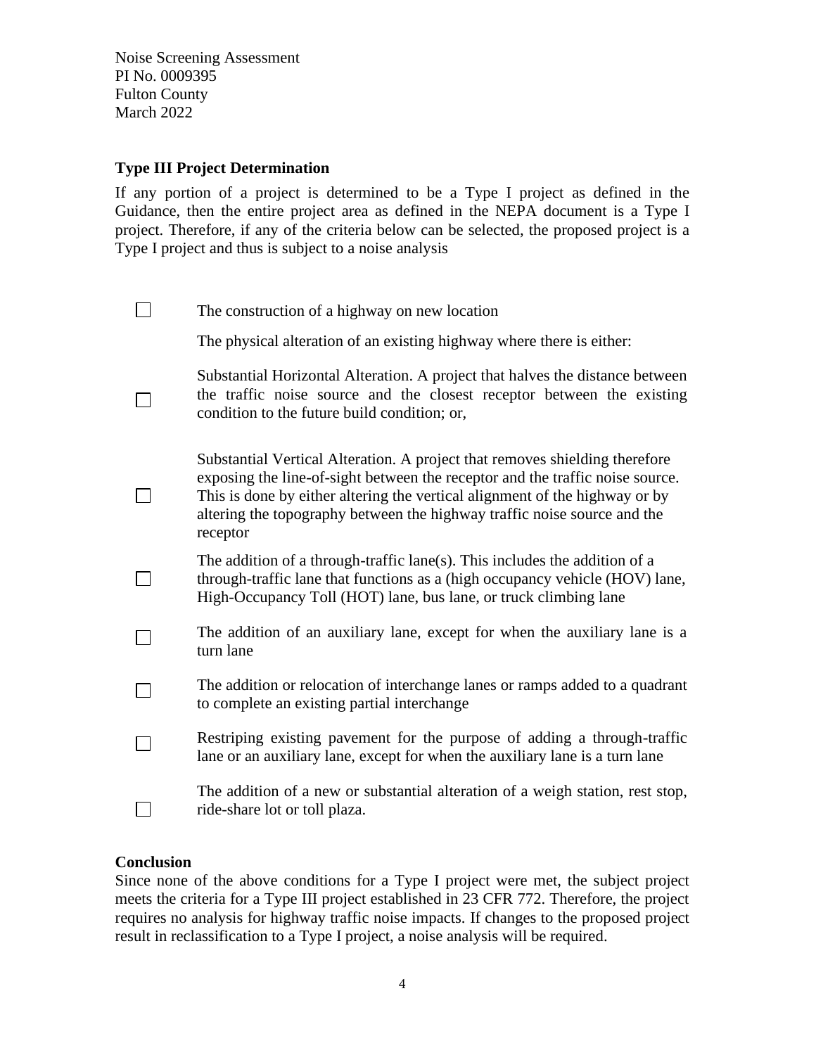Noise Screening Assessment
PI No. 0009395
Fulton County
March 2022

**Type III Project Determination**

If any portion of a project is determined to be a Type I project as defined in the Guidance, then the entire project area as defined in the NEPA document is a Type I project. Therefore, if any of the criteria below can be selected, the proposed project is a Type I project and thus is subject to a noise analysis

- ☐ The construction of a highway on new location

  The physical alteration of an existing highway where there is either:

- ☐ Substantial Horizontal Alteration. A project that halves the distance between the traffic noise source and the closest receptor between the existing condition to the future build condition; or,
- ☐ Substantial Vertical Alteration. A project that removes shielding therefore exposing the line-of-sight between the receptor and the traffic noise source. This is done by either altering the vertical alignment of the highway or by altering the topography between the highway traffic noise source and the receptor
- ☐ The addition of a through-traffic lane(s). This includes the addition of a through-traffic lane that functions as a (high occupancy vehicle (HOV) lane, High-Occupancy Toll (HOT) lane, bus lane, or truck climbing lane
- ☐ The addition of an auxiliary lane, except for when the auxiliary lane is a turn lane
- ☐ The addition or relocation of interchange lanes or ramps added to a quadrant to complete an existing partial interchange
- ☐ Restriping existing pavement for the purpose of adding a through-traffic lane or an auxiliary lane, except for when the auxiliary lane is a turn lane
- ☐ The addition of a new or substantial alteration of a weigh station, rest stop, ride-share lot or toll plaza.

**Conclusion**

Since none of the above conditions for a Type I project were met, the subject project meets the criteria for a Type III project established in 23 CFR 772. Therefore, the project requires no analysis for highway traffic noise impacts. If changes to the proposed project result in reclassification to a Type I project, a noise analysis will be required.